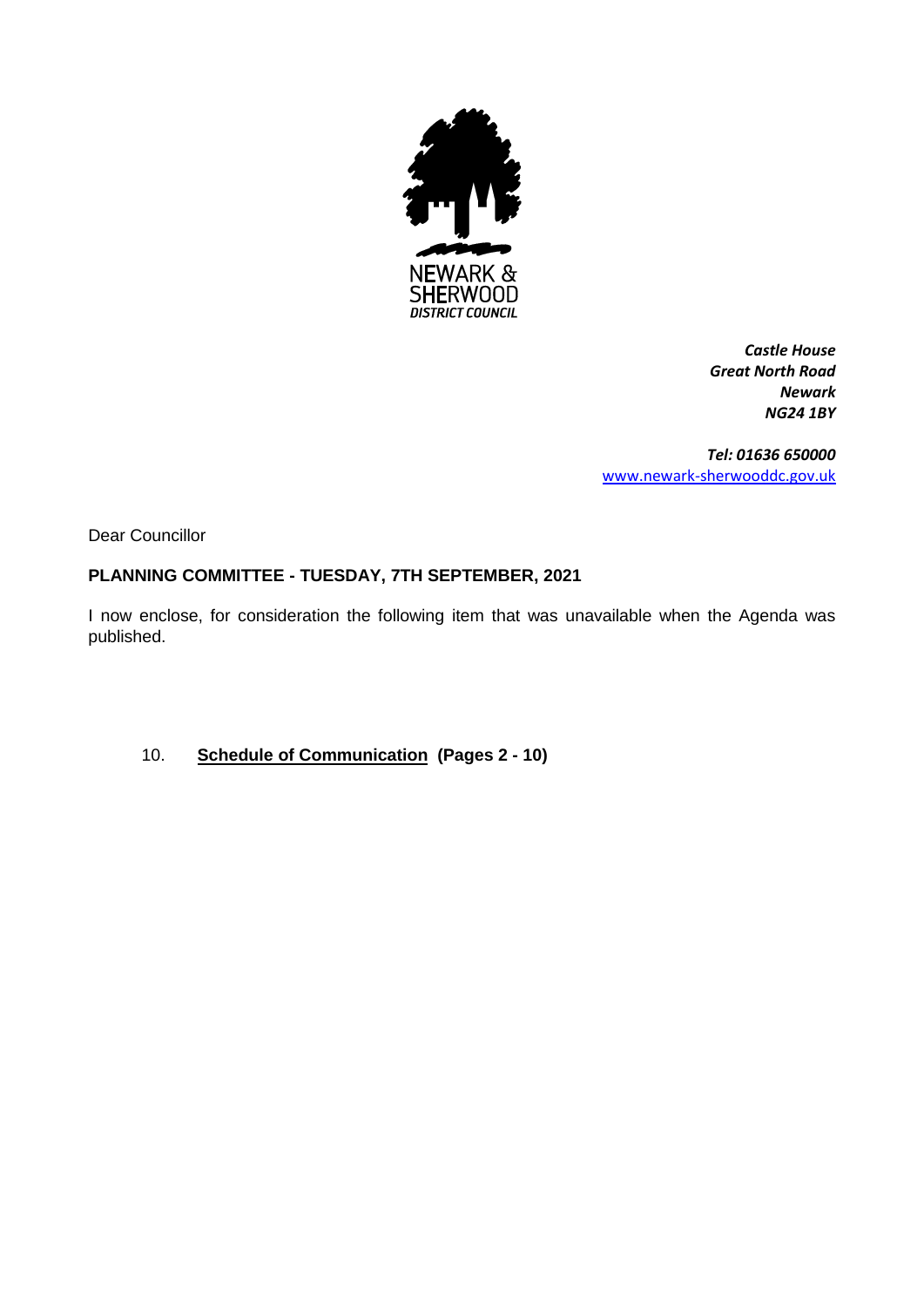NEWARK & SHERWOOD DISTRICT COUNCIL

*Castle House*
*Great North Road*
*Newark*
*NG24 1BY*

*Tel: 01636 650000*
www.newark-sherwooddc.gov.uk

Dear Councillor

**PLANNING COMMITTEE - TUESDAY, 7TH SEPTEMBER, 2021**

I now enclose, for consideration the following item that was unavailable when the Agenda was published.

10. **Schedule of Communication (Pages 2 - 10)**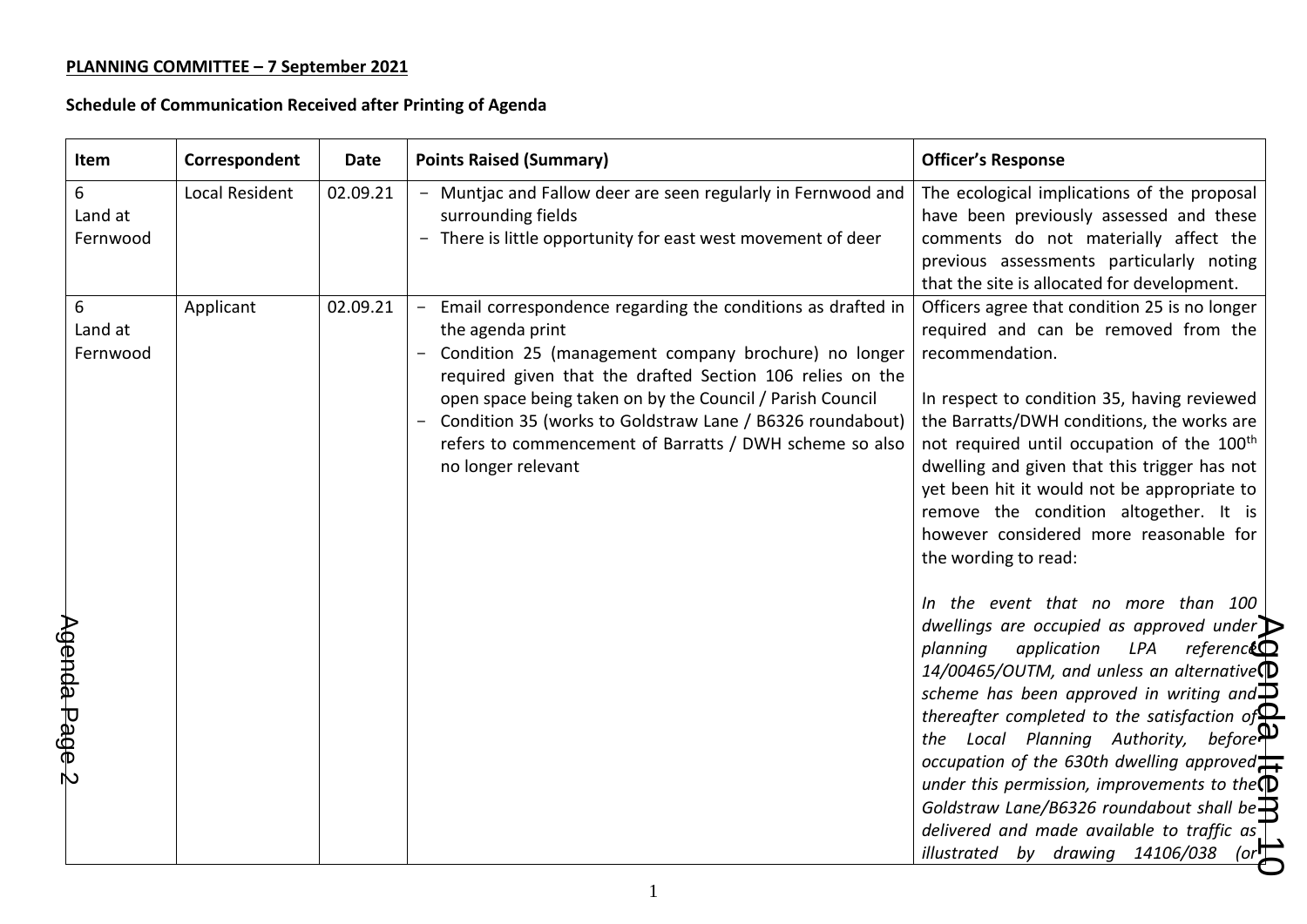**PLANNING COMMITTEE – 7 September 2021**

**Schedule of Communication Received after Printing of Agenda**

| Item | Correspondent | Date | Points Raised (Summary) | Officer's Response |
|---|---|---|---|---|
| 6 Land at Fernwood | Local Resident | 02.09.21 | - Muntjac and Fallow deer are seen regularly in Fernwood and surrounding fields<br>- There is little opportunity for east west movement of deer | The ecological implications of the proposal have been previously assessed and these comments do not materially affect the previous assessments particularly noting that the site is allocated for development. |
| 6 Land at Fernwood | Applicant | 02.09.21 | - Email correspondence regarding the conditions as drafted in the agenda print<br>- Condition 25 (management company brochure) no longer required given that the drafted Section 106 relies on the open space being taken on by the Council / Parish Council<br>- Condition 35 (works to Goldstraw Lane / B6326 roundabout) refers to commencement of Barratts / DWH scheme so also no longer relevant | Officers agree that condition 25 is no longer required and can be removed from the recommendation.<br><br>In respect to condition 35, having reviewed the Barratts/DWH conditions, the works are not required until occupation of the 100th dwelling and given that this trigger has not yet been hit it would not be appropriate to remove the condition altogether. It is however considered more reasonable for the wording to read:<br><br>*In the event that no more than 100 dwellings are occupied as approved under planning application LPA reference 14/00465/OUTM, and unless an alternative scheme has been approved in writing and thereafter completed to the satisfaction of the Local Planning Authority, before occupation of the 630th dwelling approved under this permission, improvements to the Goldstraw Lane/B6326 roundabout shall be delivered and made available to traffic as illustrated by drawing 14106/038 (or* |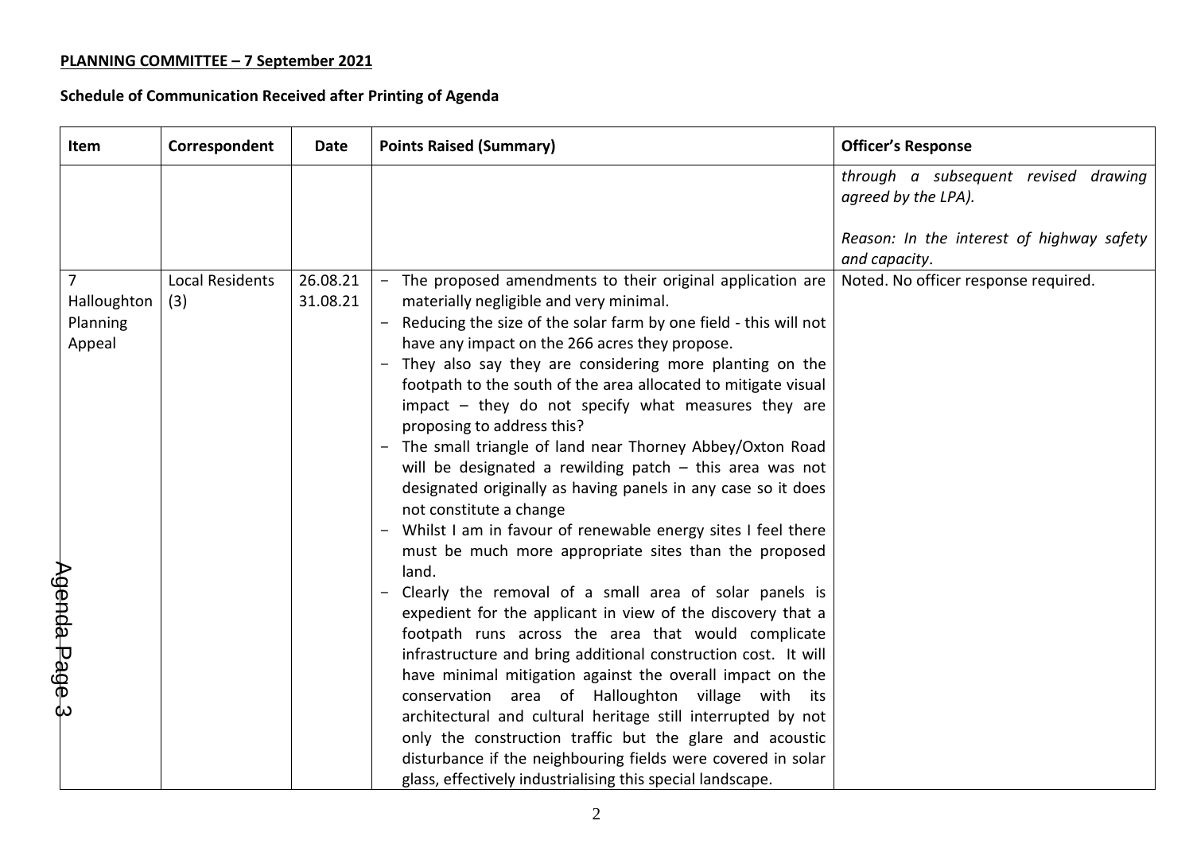**PLANNING COMMITTEE – 7 September 2021**

**Schedule of Communication Received after Printing of Agenda**

| Item | Correspondent | Date | Points Raised (Summary) | Officer's Response |
|---|---|---|---|---|
| | | | | *through a subsequent revised drawing agreed by the LPA).*<br><br>*Reason: In the interest of highway safety and capacity*. |
| 7 Halloughton Planning Appeal | Local Residents (3) | 26.08.21<br>31.08.21 | − The proposed amendments to their original application are materially negligible and very minimal.<br>− Reducing the size of the solar farm by one field - this will not have any impact on the 266 acres they propose.<br>− They also say they are considering more planting on the footpath to the south of the area allocated to mitigate visual impact – they do not specify what measures they are proposing to address this?<br>− The small triangle of land near Thorney Abbey/Oxton Road will be designated a rewilding patch – this area was not designated originally as having panels in any case so it does not constitute a change<br>− Whilst I am in favour of renewable energy sites I feel there must be much more appropriate sites than the proposed land.<br>− Clearly the removal of a small area of solar panels is expedient for the applicant in view of the discovery that a footpath runs across the area that would complicate infrastructure and bring additional construction cost. It will have minimal mitigation against the overall impact on the conservation area of Halloughton village with its architectural and cultural heritage still interrupted by not only the construction traffic but the glare and acoustic disturbance if the neighbouring fields were covered in solar glass, effectively industrialising this special landscape. | Noted. No officer response required. |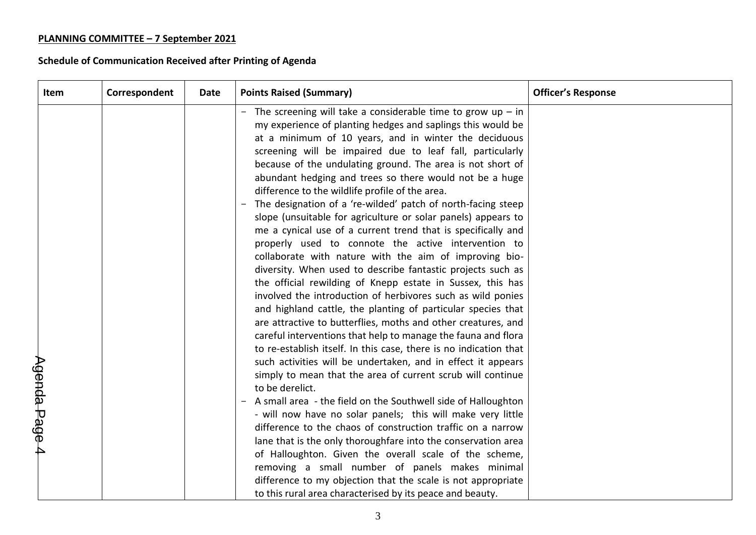**PLANNING COMMITTEE – 7 September 2021**

**Schedule of Communication Received after Printing of Agenda**

| Item | Correspondent | Date | Points Raised (Summary) | Officer's Response |
|---|---|---|---|---|
| | | | - The screening will take a considerable time to grow up – in my experience of planting hedges and saplings this would be at a minimum of 10 years, and in winter the deciduous screening will be impaired due to leaf fall, particularly because of the undulating ground. The area is not short of abundant hedging and trees so there would not be a huge difference to the wildlife profile of the area.<br>- The designation of a 're-wilded' patch of north-facing steep slope (unsuitable for agriculture or solar panels) appears to me a cynical use of a current trend that is specifically and properly used to connote the active intervention to collaborate with nature with the aim of improving bio-diversity. When used to describe fantastic projects such as the official rewilding of Knepp estate in Sussex, this has involved the introduction of herbivores such as wild ponies and highland cattle, the planting of particular species that are attractive to butterflies, moths and other creatures, and careful interventions that help to manage the fauna and flora to re-establish itself. In this case, there is no indication that such activities will be undertaken, and in effect it appears simply to mean that the area of current scrub will continue to be derelict.<br>- A small area - the field on the Southwell side of Halloughton - will now have no solar panels; this will make very little difference to the chaos of construction traffic on a narrow lane that is the only thoroughfare into the conservation area of Halloughton. Given the overall scale of the scheme, removing a small number of panels makes minimal difference to my objection that the scale is not appropriate to this rural area characterised by its peace and beauty. | |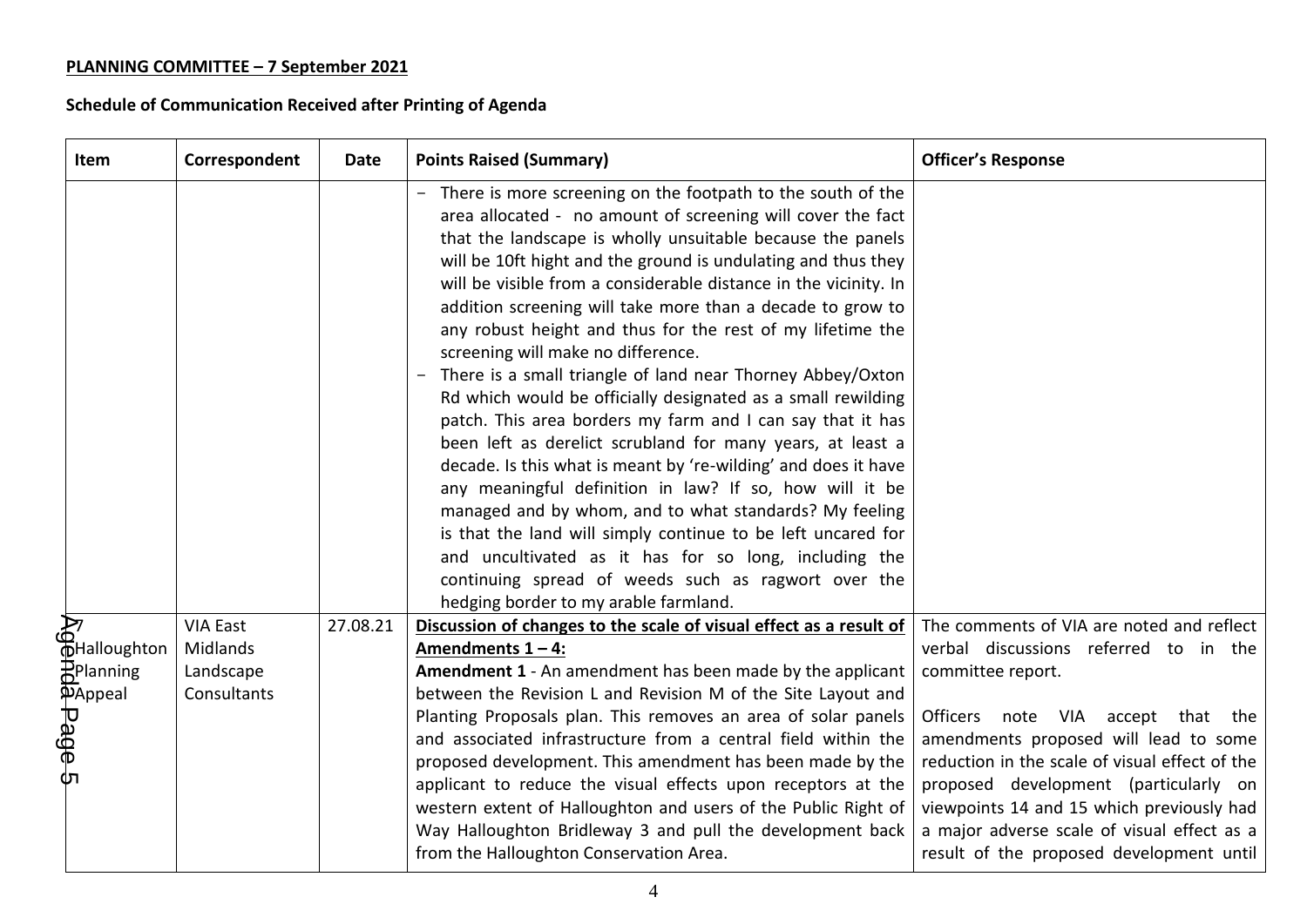**PLANNING COMMITTEE – 7 September 2021**

**Schedule of Communication Received after Printing of Agenda**

| Item | Correspondent | Date | Points Raised (Summary) | Officer's Response |
|---|---|---|---|---|
| | | | - There is more screening on the footpath to the south of the area allocated - no amount of screening will cover the fact that the landscape is wholly unsuitable because the panels will be 10ft hight and the ground is undulating and thus they will be visible from a considerable distance in the vicinity. In addition screening will take more than a decade to grow to any robust height and thus for the rest of my lifetime the screening will make no difference.<br>- There is a small triangle of land near Thorney Abbey/Oxton Rd which would be officially designated as a small rewilding patch. This area borders my farm and I can say that it has been left as derelict scrubland for many years, at least a decade. Is this what is meant by 're-wilding' and does it have any meaningful definition in law? If so, how will it be managed and by whom, and to what standards? My feeling is that the land will simply continue to be left uncared for and uncultivated as it has for so long, including the continuing spread of weeds such as ragwort over the hedging border to my arable farmland. | |
| 7<br>Halloughton Planning Appeal | VIA East Midlands Landscape Consultants | 27.08.21 | **Discussion of changes to the scale of visual effect as a result of Amendments 1 – 4:**<br>**Amendment 1** - An amendment has been made by the applicant between the Revision L and Revision M of the Site Layout and Planting Proposals plan. This removes an area of solar panels and associated infrastructure from a central field within the proposed development. This amendment has been made by the applicant to reduce the visual effects upon receptors at the western extent of Halloughton and users of the Public Right of Way Halloughton Bridleway 3 and pull the development back from the Halloughton Conservation Area. | The comments of VIA are noted and reflect verbal discussions referred to in the committee report.<br><br>Officers note VIA accept that the amendments proposed will lead to some reduction in the scale of visual effect of the proposed development (particularly on viewpoints 14 and 15 which previously had a major adverse scale of visual effect as a result of the proposed development until |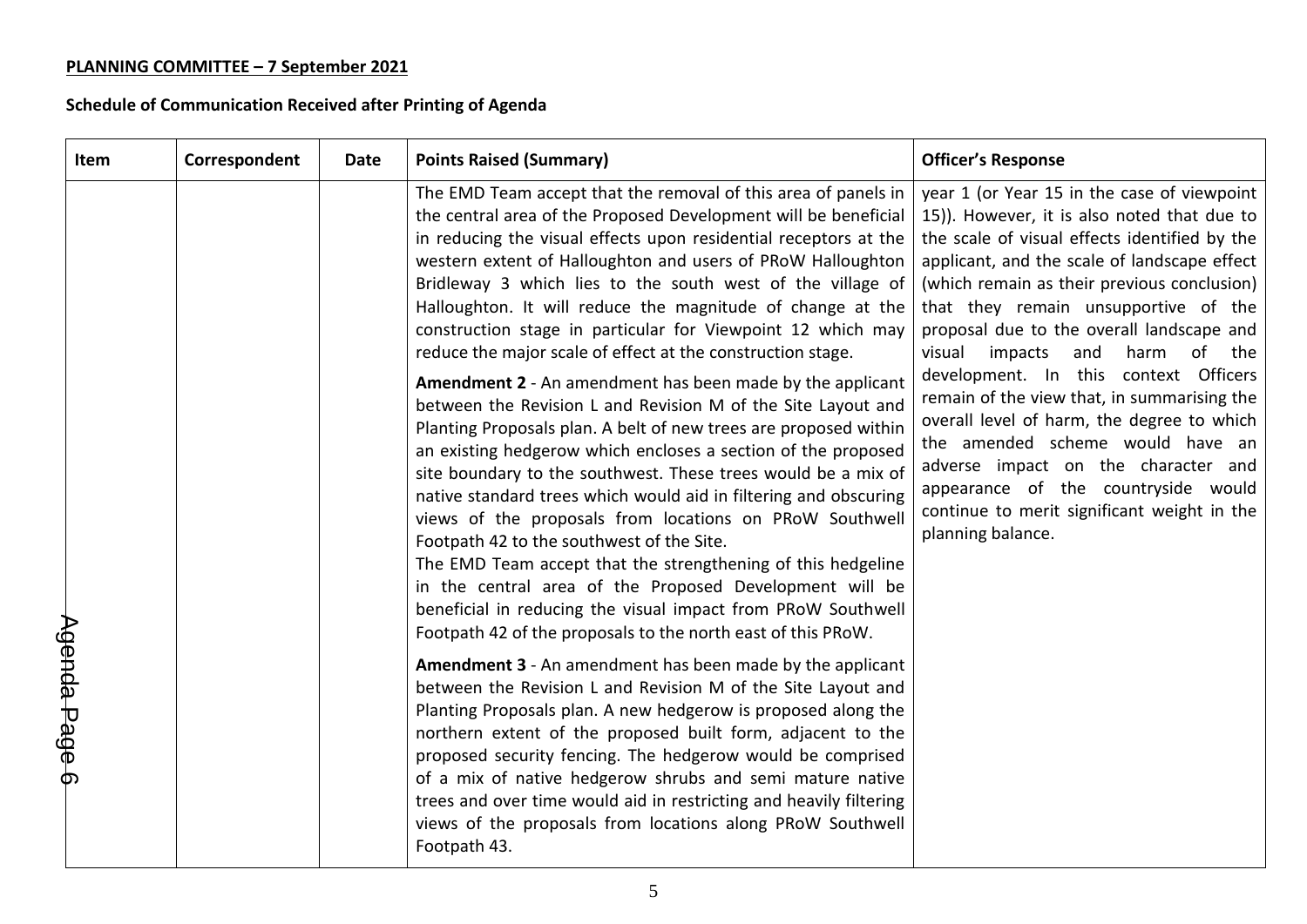**PLANNING COMMITTEE – 7 September 2021**

**Schedule of Communication Received after Printing of Agenda**

| Item | Correspondent | Date | Points Raised (Summary) | Officer's Response |
|---|---|---|---|---|
| | | | The EMD Team accept that the removal of this area of panels in the central area of the Proposed Development will be beneficial in reducing the visual effects upon residential receptors at the western extent of Halloughton and users of PRoW Halloughton Bridleway 3 which lies to the south west of the village of Halloughton. It will reduce the magnitude of change at the construction stage in particular for Viewpoint 12 which may reduce the major scale of effect at the construction stage.<br><br>**Amendment 2** - An amendment has been made by the applicant between the Revision L and Revision M of the Site Layout and Planting Proposals plan. A belt of new trees are proposed within an existing hedgerow which encloses a section of the proposed site boundary to the southwest. These trees would be a mix of native standard trees which would aid in filtering and obscuring views of the proposals from locations on PRoW Southwell Footpath 42 to the southwest of the Site.<br>The EMD Team accept that the strengthening of this hedgeline in the central area of the Proposed Development will be beneficial in reducing the visual impact from PRoW Southwell Footpath 42 of the proposals to the north east of this PRoW.<br><br>**Amendment 3** - An amendment has been made by the applicant between the Revision L and Revision M of the Site Layout and Planting Proposals plan. A new hedgerow is proposed along the northern extent of the proposed built form, adjacent to the proposed security fencing. The hedgerow would be comprised of a mix of native hedgerow shrubs and semi mature native trees and over time would aid in restricting and heavily filtering views of the proposals from locations along PRoW Southwell Footpath 43. | year 1 (or Year 15 in the case of viewpoint 15)). However, it is also noted that due to the scale of visual effects identified by the applicant, and the scale of landscape effect (which remain as their previous conclusion) that they remain unsupportive of the proposal due to the overall landscape and visual impacts and harm of the development. In this context Officers remain of the view that, in summarising the overall level of harm, the degree to which the amended scheme would have an adverse impact on the character and appearance of the countryside would continue to merit significant weight in the planning balance. |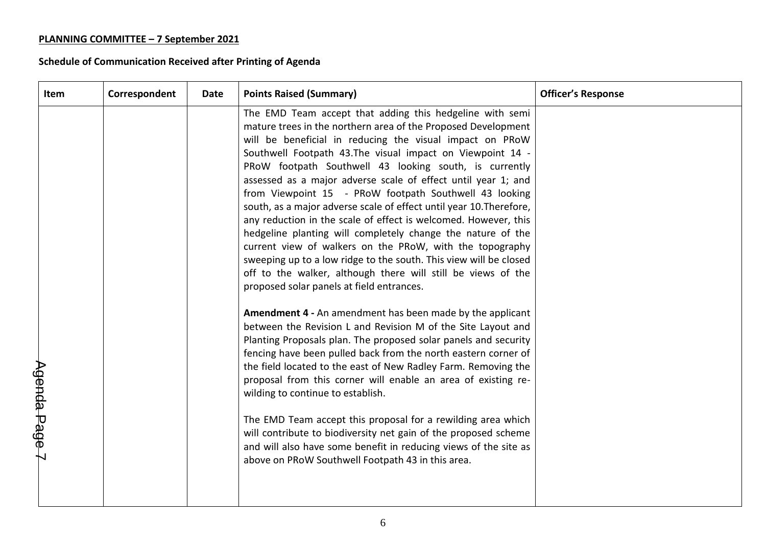**PLANNING COMMITTEE – 7 September 2021**

**Schedule of Communication Received after Printing of Agenda**

| Item | Correspondent | Date | Points Raised (Summary) | Officer's Response |
|---|---|---|---|---|
| | | | The EMD Team accept that adding this hedgeline with semi mature trees in the northern area of the Proposed Development will be beneficial in reducing the visual impact on PRoW Southwell Footpath 43.The visual impact on Viewpoint 14 - PRoW footpath Southwell 43 looking south, is currently assessed as a major adverse scale of effect until year 1; and from Viewpoint 15 - PRoW footpath Southwell 43 looking south, as a major adverse scale of effect until year 10.Therefore, any reduction in the scale of effect is welcomed. However, this hedgeline planting will completely change the nature of the current view of walkers on the PRoW, with the topography sweeping up to a low ridge to the south. This view will be closed off to the walker, although there will still be views of the proposed solar panels at field entrances.<br><br>**Amendment 4 -** An amendment has been made by the applicant between the Revision L and Revision M of the Site Layout and Planting Proposals plan. The proposed solar panels and security fencing have been pulled back from the north eastern corner of the field located to the east of New Radley Farm. Removing the proposal from this corner will enable an area of existing re-wilding to continue to establish.<br><br>The EMD Team accept this proposal for a rewilding area which will contribute to biodiversity net gain of the proposed scheme and will also have some benefit in reducing views of the site as above on PRoW Southwell Footpath 43 in this area. | |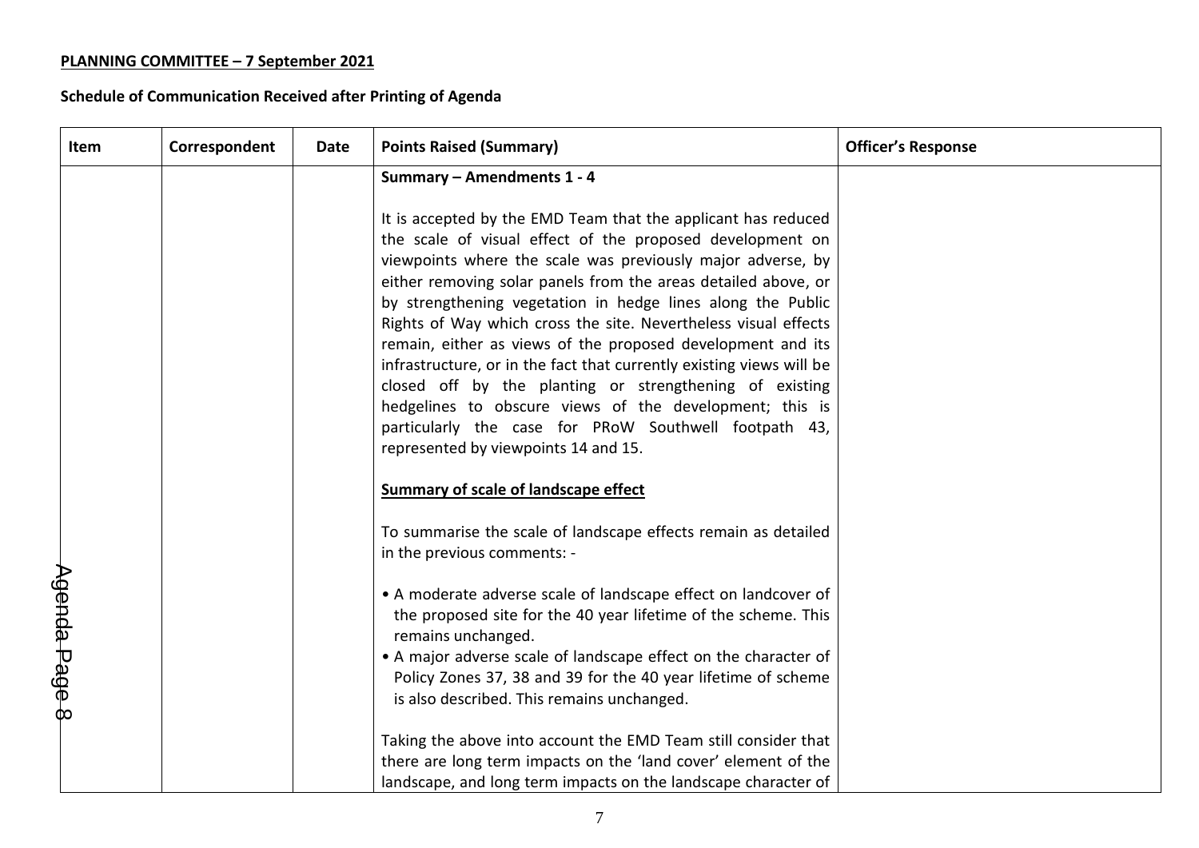**PLANNING COMMITTEE – 7 September 2021**

**Schedule of Communication Received after Printing of Agenda**

| Item | Correspondent | Date | Points Raised (Summary) | Officer's Response |
|---|---|---|---|---|
| | | | **Summary – Amendments 1 - 4**<br><br>It is accepted by the EMD Team that the applicant has reduced the scale of visual effect of the proposed development on viewpoints where the scale was previously major adverse, by either removing solar panels from the areas detailed above, or by strengthening vegetation in hedge lines along the Public Rights of Way which cross the site. Nevertheless visual effects remain, either as views of the proposed development and its infrastructure, or in the fact that currently existing views will be closed off by the planting or strengthening of existing hedgelines to obscure views of the development; this is particularly the case for PRoW Southwell footpath 43, represented by viewpoints 14 and 15.<br><br>**<u>Summary of scale of landscape effect</u>**<br><br>To summarise the scale of landscape effects remain as detailed in the previous comments: -<br><br>• A moderate adverse scale of landscape effect on landcover of the proposed site for the 40 year lifetime of the scheme. This remains unchanged.<br>• A major adverse scale of landscape effect on the character of Policy Zones 37, 38 and 39 for the 40 year lifetime of scheme is also described. This remains unchanged.<br><br>Taking the above into account the EMD Team still consider that there are long term impacts on the 'land cover' element of the landscape, and long term impacts on the landscape character of | |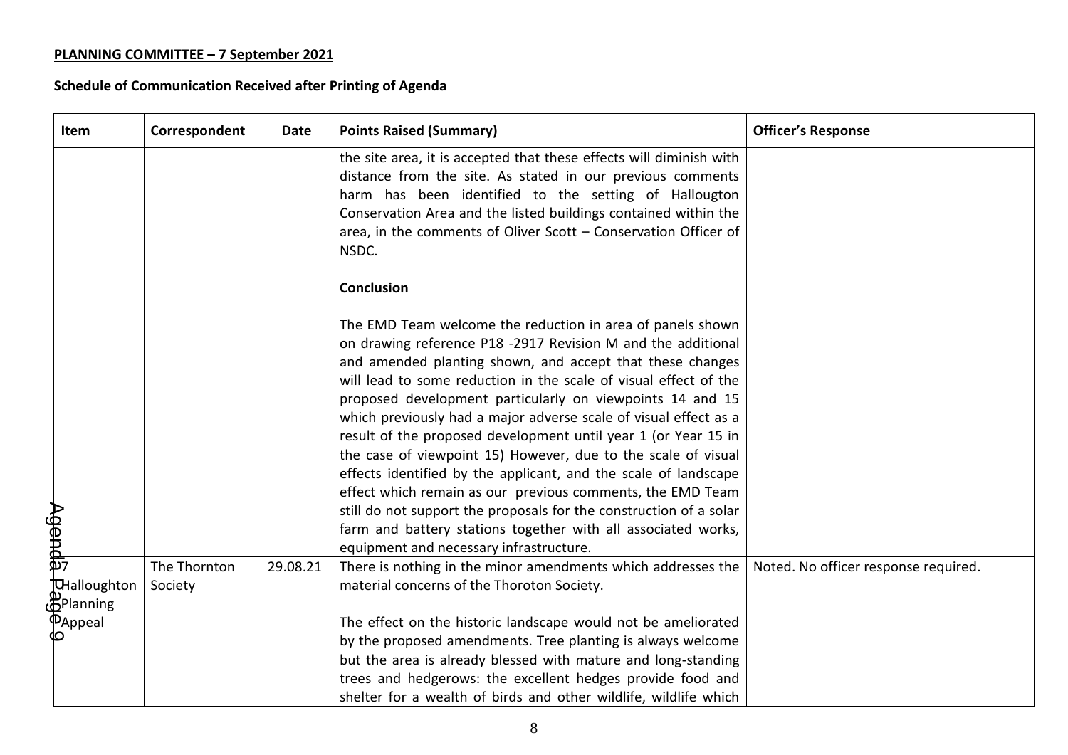**PLANNING COMMITTEE – 7 September 2021**

**Schedule of Communication Received after Printing of Agenda**

| Item | Correspondent | Date | Points Raised (Summary) | Officer's Response |
|---|---|---|---|---|
| | | | the site area, it is accepted that these effects will diminish with distance from the site. As stated in our previous comments harm has been identified to the setting of Hallougton Conservation Area and the listed buildings contained within the area, in the comments of Oliver Scott – Conservation Officer of NSDC.<br><br>**Conclusion**<br><br>The EMD Team welcome the reduction in area of panels shown on drawing reference P18 -2917 Revision M and the additional and amended planting shown, and accept that these changes will lead to some reduction in the scale of visual effect of the proposed development particularly on viewpoints 14 and 15 which previously had a major adverse scale of visual effect as a result of the proposed development until year 1 (or Year 15 in the case of viewpoint 15) However, due to the scale of visual effects identified by the applicant, and the scale of landscape effect which remain as our previous comments, the EMD Team still do not support the proposals for the construction of a solar farm and battery stations together with all associated works, equipment and necessary infrastructure. | |
| 7<br>Halloughton Planning Appeal | The Thornton Society | 29.08.21 | There is nothing in the minor amendments which addresses the material concerns of the Thoroton Society.<br><br>The effect on the historic landscape would not be ameliorated by the proposed amendments. Tree planting is always welcome but the area is already blessed with mature and long-standing trees and hedgerows: the excellent hedges provide food and shelter for a wealth of birds and other wildlife, wildlife which | Noted. No officer response required. |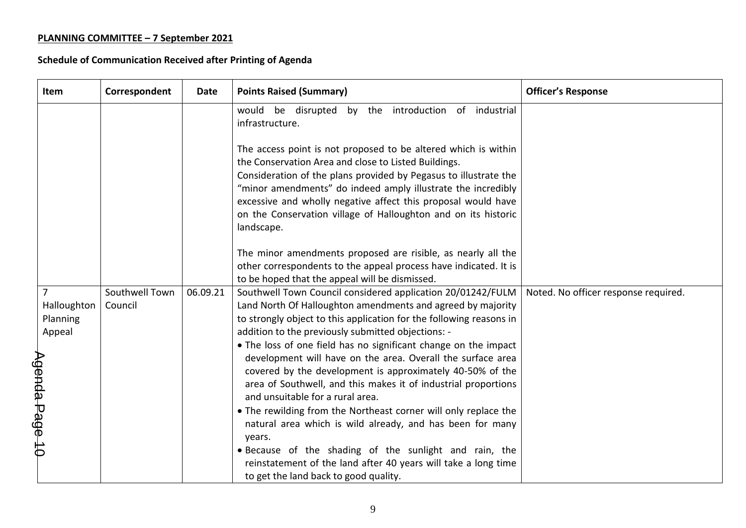**PLANNING COMMITTEE – 7 September 2021**

**Schedule of Communication Received after Printing of Agenda**

| Item | Correspondent | Date | Points Raised (Summary) | Officer's Response |
|---|---|---|---|---|
| | | | would be disrupted by the introduction of industrial infrastructure.<br><br>The access point is not proposed to be altered which is within the Conservation Area and close to Listed Buildings.<br>Consideration of the plans provided by Pegasus to illustrate the "minor amendments" do indeed amply illustrate the incredibly excessive and wholly negative affect this proposal would have on the Conservation village of Halloughton and on its historic landscape.<br><br>The minor amendments proposed are risible, as nearly all the other correspondents to the appeal process have indicated. It is to be hoped that the appeal will be dismissed. | |
| 7 Halloughton Planning Appeal | Southwell Town Council | 06.09.21 | Southwell Town Council considered application 20/01242/FULM Land North Of Halloughton amendments and agreed by majority to strongly object to this application for the following reasons in addition to the previously submitted objections: -<br>• The loss of one field has no significant change on the impact development will have on the area. Overall the surface area covered by the development is approximately 40-50% of the area of Southwell, and this makes it of industrial proportions and unsuitable for a rural area.<br>• The rewilding from the Northeast corner will only replace the natural area which is wild already, and has been for many years.<br>• Because of the shading of the sunlight and rain, the reinstatement of the land after 40 years will take a long time to get the land back to good quality. | Noted. No officer response required. |